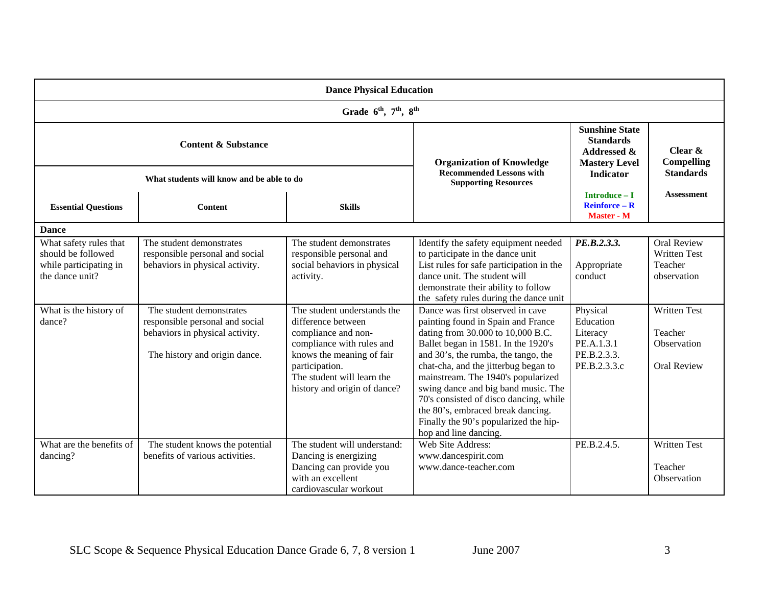| Dance Physical Education | | | | | |
|---|---|---|---|---|---|
| Grade 6th, 7th, 8th | | | | | |
| Content & Substance | | | Organization of Knowledge Recommended Lessons with Supporting Resources | Sunshine State Standards Addressed & Mastery Level Indicator | Clear & Compelling Standards |
| What students will know and be able to do | | | | Introduce – I Reinforce – R Master - M | Assessment |
| **Essential Questions** | **Content** | **Skills** | | | |
| **Dance** | | | | | |
| What safety rules that should be followed while participating in the dance unit? | The student demonstrates responsible personal and social behaviors in physical activity. | The student demonstrates responsible personal and social behaviors in physical activity. | Identify the safety equipment needed to participate in the dance unit<br>List rules for safe participation in the dance unit. The student will demonstrate their ability to follow the safety rules during the dance unit | ***PE.B.2.3.3.***<br><br>Appropriate conduct | Oral Review<br>Written Test<br>Teacher observation |
| What is the history of dance? | The student demonstrates responsible personal and social behaviors in physical activity.<br><br>The history and origin dance. | The student understands the difference between compliance and non-compliance with rules and knows the meaning of fair participation.<br>The student will learn the history and origin of dance? | Dance was first observed in cave painting found in Spain and France dating from 30.000 to 10,000 B.C. Ballet began in 1581. In the 1920's and 30's, the rumba, the tango, the chat-cha, and the jitterbug began to mainstream. The 1940's popularized swing dance and big band music. The 70's consisted of disco dancing, while the 80's, embraced break dancing. Finally the 90's popularized the hip-hop and line dancing. | Physical Education Literacy<br>PE.A.1.3.1<br>PE.B.2.3.3.<br>PE.B.2.3.3.c | Written Test<br><br>Teacher Observation<br><br>Oral Review |
| What are the benefits of dancing? | The student knows the potential benefits of various activities. | The student will understand:<br>Dancing is energizing<br>Dancing can provide you with an excellent cardiovascular workout | Web Site Address:<br>www.dancespirit.com<br>www.dance-teacher.com | PE.B.2.4.5. | Written Test<br><br>Teacher Observation |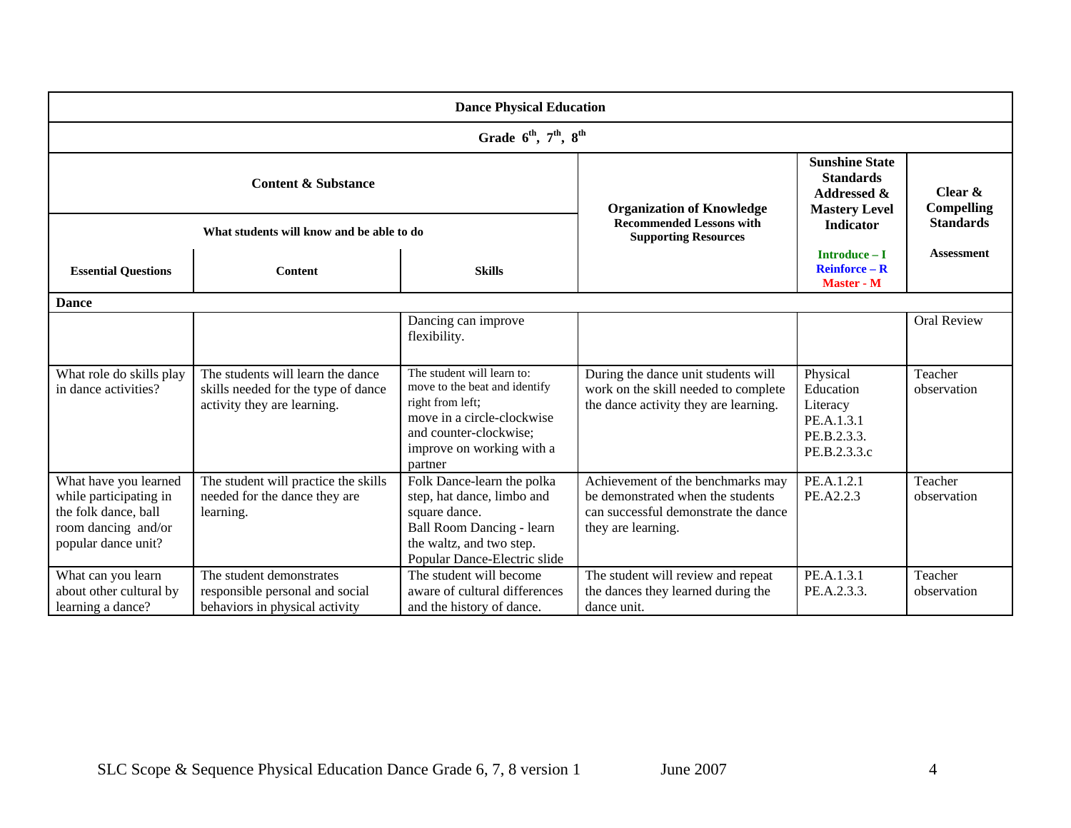| Dance Physical Education | | | | | |
|---|---|---|---|---|---|
| Grade 6th, 7th, 8th | | | | | |
| **Content & Substance** | | | **Organization of Knowledge** Recommended Lessons with Supporting Resources | **Sunshine State Standards Addressed & Mastery Level Indicator** Introduce – I Reinforce – R Master - M | **Clear & Compelling Standards** Assessment |
| What students will know and be able to do | | | | | |
| **Essential Questions** | **Content** | **Skills** | | | |
| **Dance** | | | | | |
| | | Dancing can improve flexibility. | | | Oral Review |
| What role do skills play in dance activities? | The students will learn the dance skills needed for the type of dance activity they are learning. | The student will learn to: move to the beat and identify right from left; move in a circle-clockwise and counter-clockwise; improve on working with a partner | During the dance unit students will work on the skill needed to complete the dance activity they are learning. | Physical Education Literacy PE.A.1.3.1 PE.B.2.3.3. PE.B.2.3.3.c | Teacher observation |
| What have you learned while participating in the folk dance, ball room dancing and/or popular dance unit? | The student will practice the skills needed for the dance they are learning. | Folk Dance-learn the polka step, hat dance, limbo and square dance. Ball Room Dancing - learn the waltz, and two step. Popular Dance-Electric slide | Achievement of the benchmarks may be demonstrated when the students can successful demonstrate the dance they are learning. | PE.A.1.2.1 PE.A2.2.3 | Teacher observation |
| What can you learn about other cultural by learning a dance? | The student demonstrates responsible personal and social behaviors in physical activity | The student will become aware of cultural differences and the history of dance. | The student will review and repeat the dances they learned during the dance unit. | PE.A.1.3.1 PE.A.2.3.3. | Teacher observation |